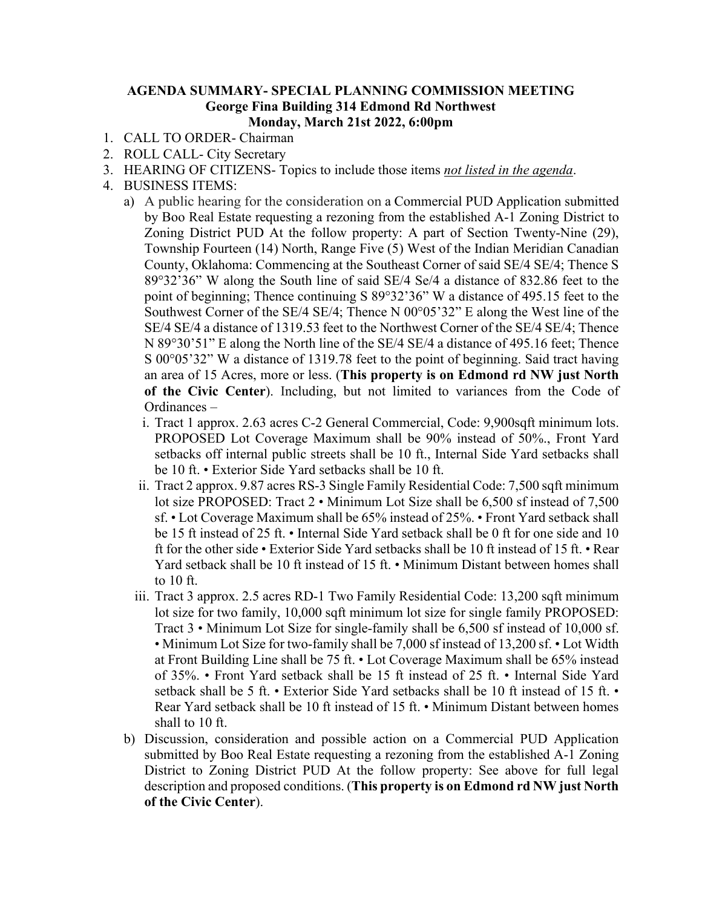**AGENDA SUMMARY- SPECIAL PLANNING COMMISSION MEETING**
**George Fina Building 314 Edmond Rd Northwest**
**Monday, March 21st 2022, 6:00pm**

1. CALL TO ORDER- Chairman
2. ROLL CALL- City Secretary
3. HEARING OF CITIZENS- Topics to include those items *not listed in the agenda*.
4. BUSINESS ITEMS:
   a) A public hearing for the consideration on a Commercial PUD Application submitted by Boo Real Estate requesting a rezoning from the established A-1 Zoning District to Zoning District PUD At the follow property: A part of Section Twenty-Nine (29), Township Fourteen (14) North, Range Five (5) West of the Indian Meridian Canadian County, Oklahoma: Commencing at the Southeast Corner of said SE/4 SE/4; Thence S 89°32'36" W along the South line of said SE/4 Se/4 a distance of 832.86 feet to the point of beginning; Thence continuing S 89°32'36" W a distance of 495.15 feet to the Southwest Corner of the SE/4 SE/4; Thence N 00°05'32" E along the West line of the SE/4 SE/4 a distance of 1319.53 feet to the Northwest Corner of the SE/4 SE/4; Thence N 89°30'51" E along the North line of the SE/4 SE/4 a distance of 495.16 feet; Thence S 00°05'32" W a distance of 1319.78 feet to the point of beginning. Said tract having an area of 15 Acres, more or less. (**This property is on Edmond rd NW just North of the Civic Center**). Including, but not limited to variances from the Code of Ordinances –
      i. Tract 1 approx. 2.63 acres C-2 General Commercial, Code: 9,900sqft minimum lots. PROPOSED Lot Coverage Maximum shall be 90% instead of 50%., Front Yard setbacks off internal public streets shall be 10 ft., Internal Side Yard setbacks shall be 10 ft. • Exterior Side Yard setbacks shall be 10 ft.
      ii. Tract 2 approx. 9.87 acres RS-3 Single Family Residential Code: 7,500 sqft minimum lot size PROPOSED: Tract 2 • Minimum Lot Size shall be 6,500 sf instead of 7,500 sf. • Lot Coverage Maximum shall be 65% instead of 25%. • Front Yard setback shall be 15 ft instead of 25 ft. • Internal Side Yard setback shall be 0 ft for one side and 10 ft for the other side • Exterior Side Yard setbacks shall be 10 ft instead of 15 ft. • Rear Yard setback shall be 10 ft instead of 15 ft. • Minimum Distant between homes shall to 10 ft.
      iii. Tract 3 approx. 2.5 acres RD-1 Two Family Residential Code: 13,200 sqft minimum lot size for two family, 10,000 sqft minimum lot size for single family PROPOSED: Tract 3 • Minimum Lot Size for single-family shall be 6,500 sf instead of 10,000 sf. • Minimum Lot Size for two-family shall be 7,000 sf instead of 13,200 sf. • Lot Width at Front Building Line shall be 75 ft. • Lot Coverage Maximum shall be 65% instead of 35%. • Front Yard setback shall be 15 ft instead of 25 ft. • Internal Side Yard setback shall be 5 ft. • Exterior Side Yard setbacks shall be 10 ft instead of 15 ft. • Rear Yard setback shall be 10 ft instead of 15 ft. • Minimum Distant between homes shall to 10 ft.
   b) Discussion, consideration and possible action on a Commercial PUD Application submitted by Boo Real Estate requesting a rezoning from the established A-1 Zoning District to Zoning District PUD At the follow property: See above for full legal description and proposed conditions. (**This property is on Edmond rd NW just North of the Civic Center**).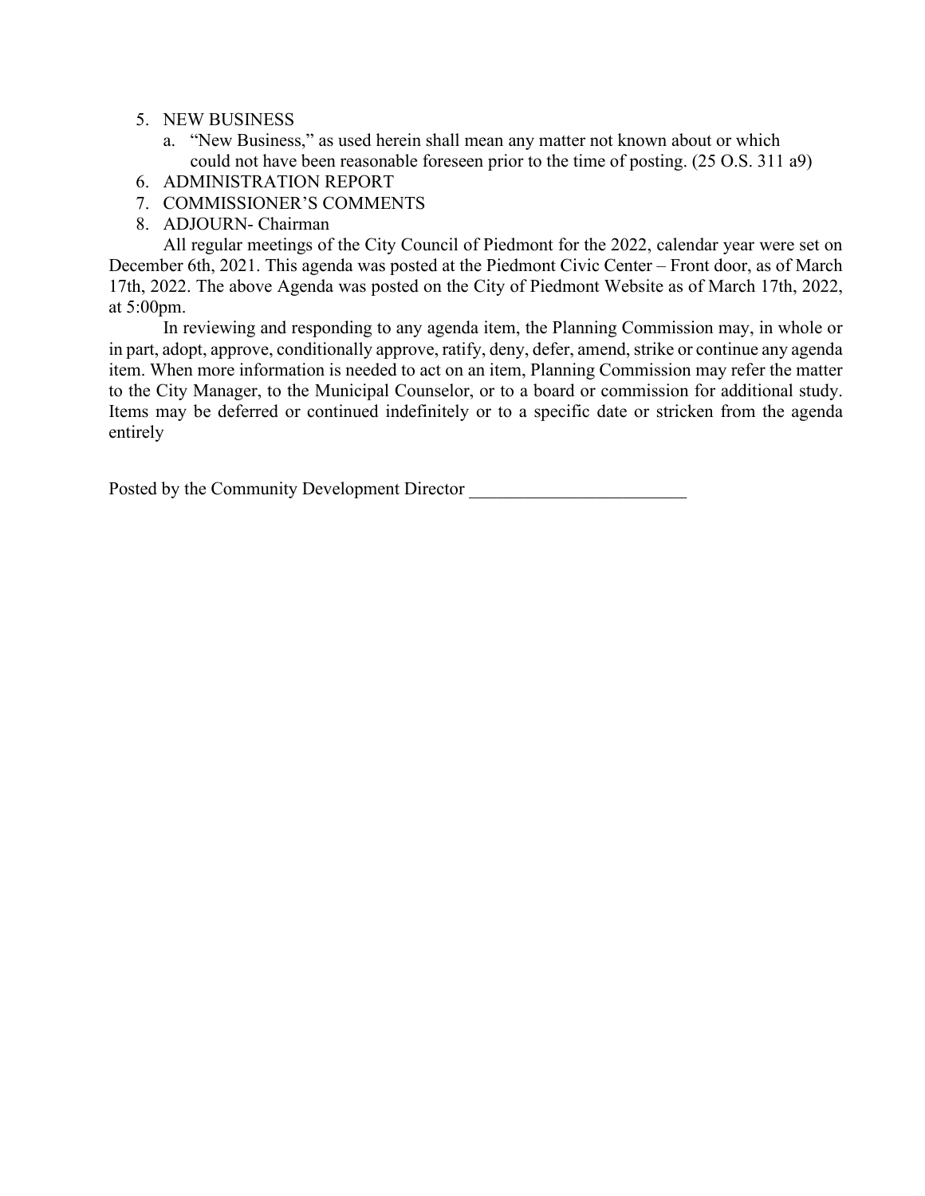5. NEW BUSINESS
   a. "New Business," as used herein shall mean any matter not known about or which could not have been reasonable foreseen prior to the time of posting. (25 O.S. 311 a9)
6. ADMINISTRATION REPORT
7. COMMISSIONER'S COMMENTS
8. ADJOURN- Chairman

All regular meetings of the City Council of Piedmont for the 2022, calendar year were set on December 6th, 2021. This agenda was posted at the Piedmont Civic Center – Front door, as of March 17th, 2022. The above Agenda was posted on the City of Piedmont Website as of March 17th, 2022, at 5:00pm.

In reviewing and responding to any agenda item, the Planning Commission may, in whole or in part, adopt, approve, conditionally approve, ratify, deny, defer, amend, strike or continue any agenda item. When more information is needed to act on an item, Planning Commission may refer the matter to the City Manager, to the Municipal Counselor, or to a board or commission for additional study. Items may be deferred or continued indefinitely or to a specific date or stricken from the agenda entirely

Posted by the Community Development Director ________________________